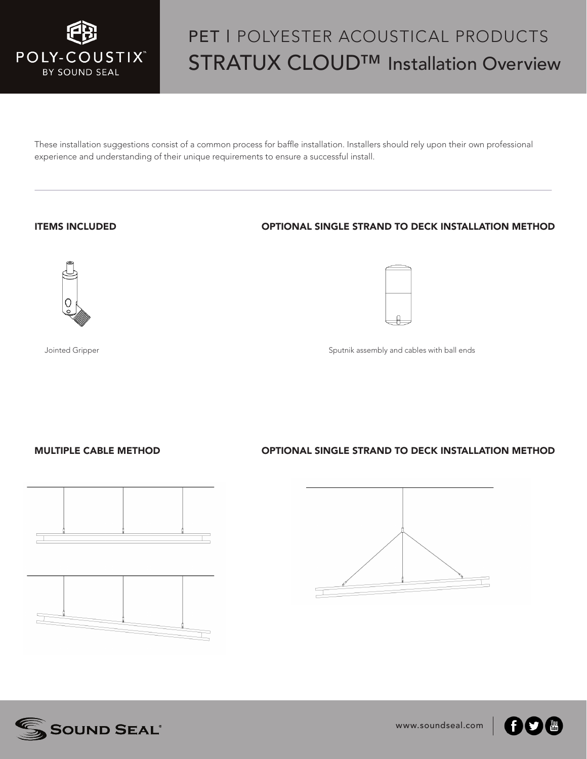# PET | POLYESTER ACOUSTICAL PRODUCTS

# STRATUX CLOUD™ Installation Overview

These installation suggestions consist of a common process for baffle installation. Installers should rely upon their own professional experience and understanding of their unique requirements to ensure a successful install.

## ITEMS INCLUDED

Jointed Gripper

## OPTIONAL SINGLE STRAND TO DECK INSTALLATION METHOD

Sputnik assembly and cables with ball ends

## MULTIPLE CABLE METHOD

## OPTIONAL SINGLE STRAND TO DECK INSTALLATION METHOD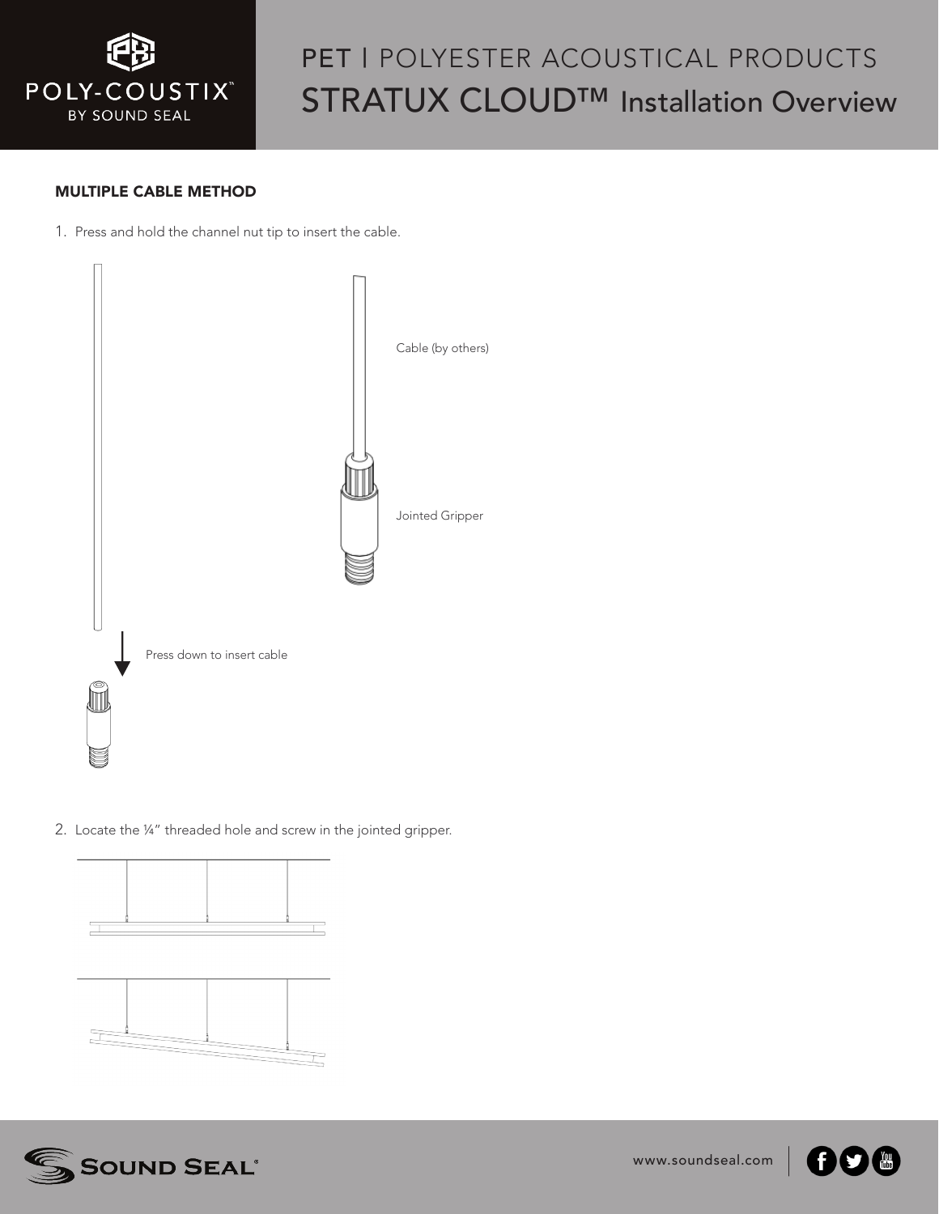## MULTIPLE CABLE METHOD

1. Press and hold the channel nut tip to insert the cable.

Cable (by others)

Jointed Gripper

Press down to insert cable

2. Locate the ¼” threaded hole and screw in the jointed gripper.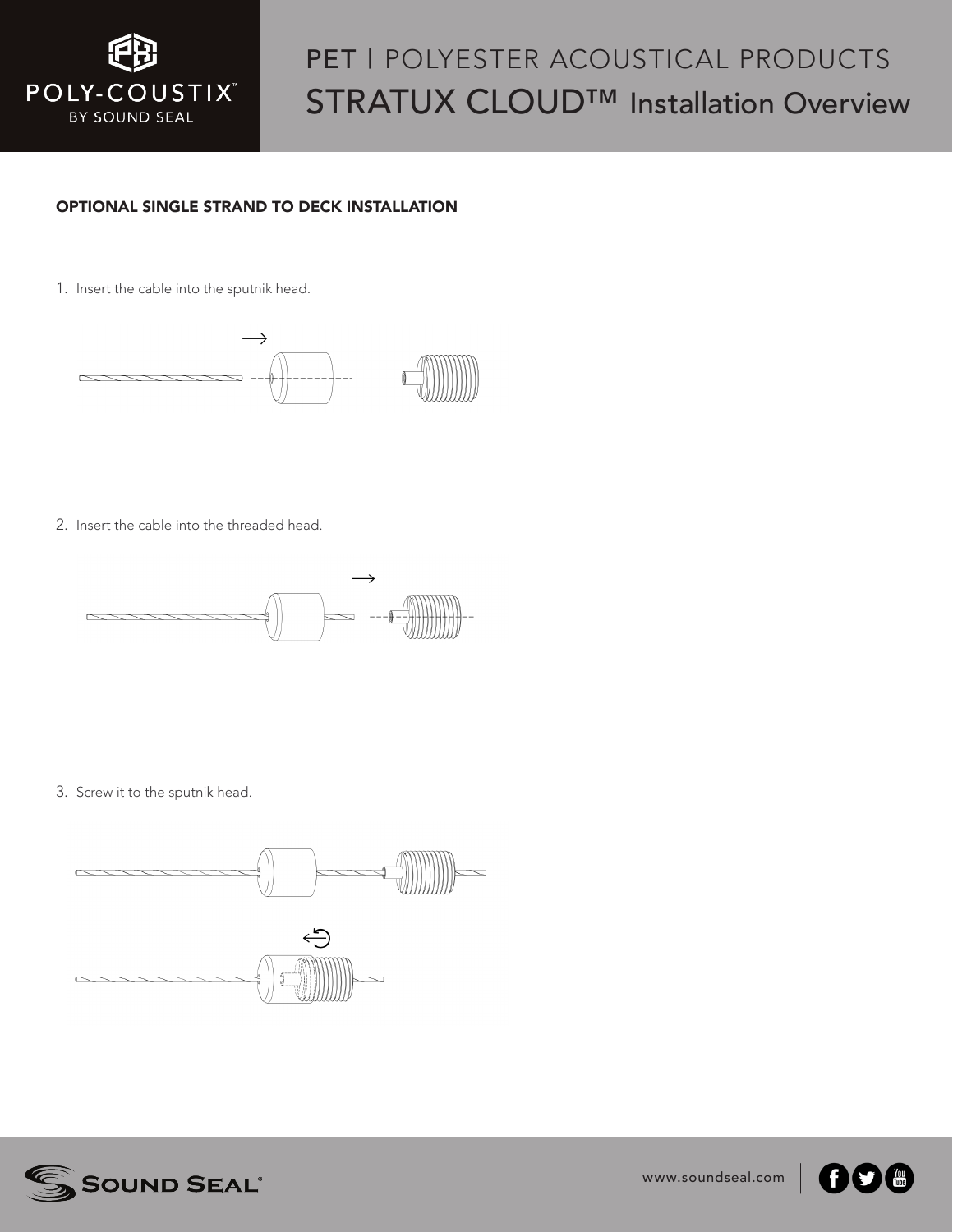## OPTIONAL SINGLE STRAND TO DECK INSTALLATION

1. Insert the cable into the sputnik head.

2. Insert the cable into the threaded head.

3. Screw it to the sputnik head.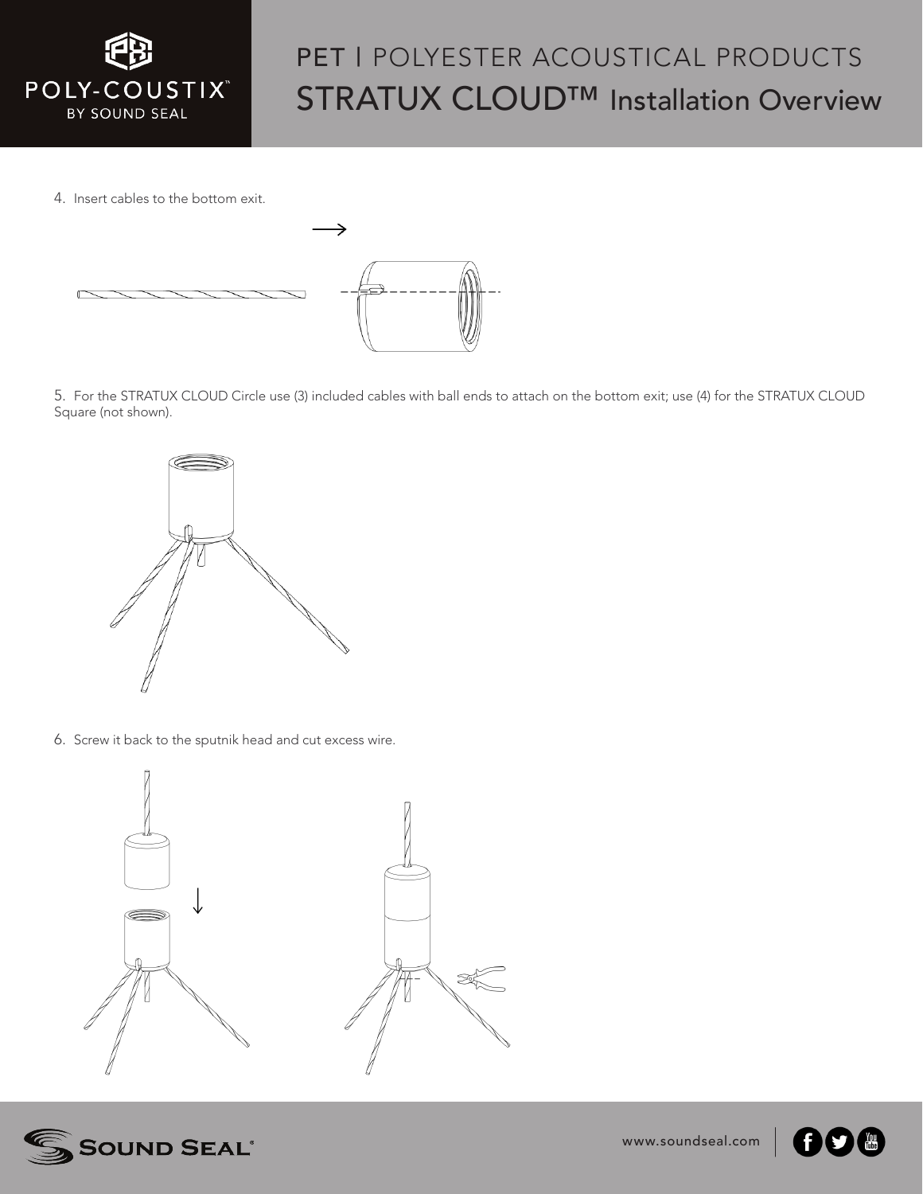4. Insert cables to the bottom exit.

5. For the STRATUX CLOUD Circle use (3) included cables with ball ends to attach on the bottom exit; use (4) for the STRATUX CLOUD Square (not shown).

6. Screw it back to the sputnik head and cut excess wire.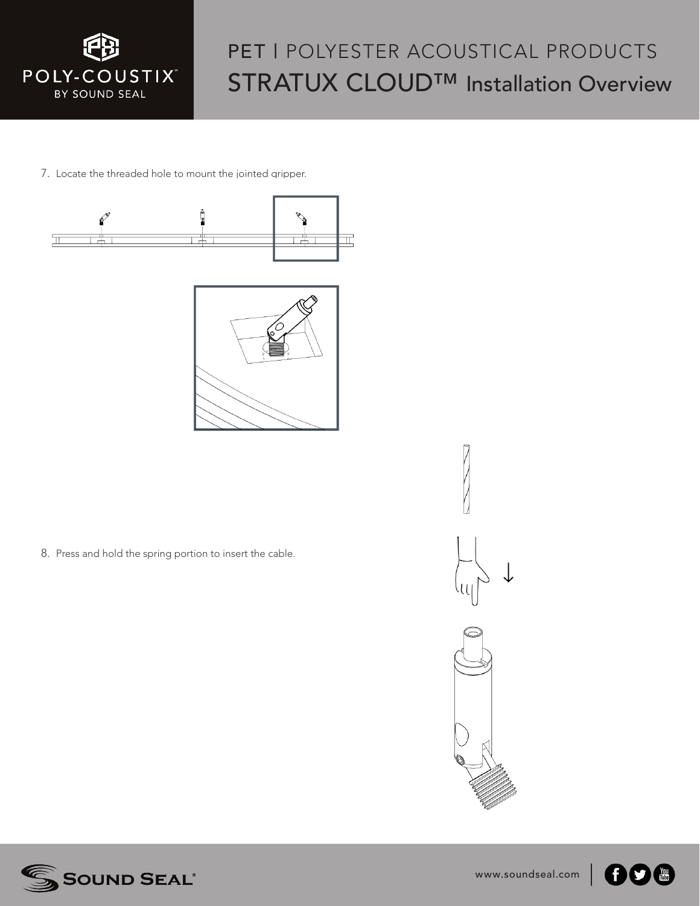7. Locate the threaded hole to mount the jointed gripper.

8. Press and hold the spring portion to insert the cable.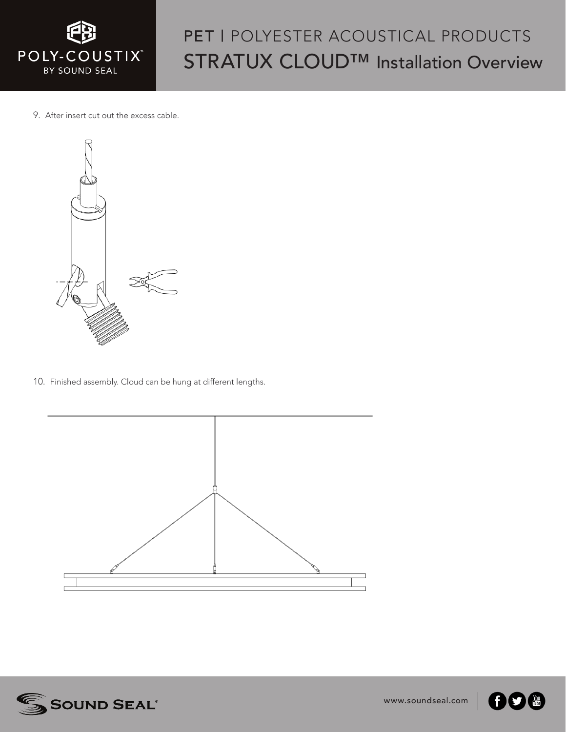9. After insert cut out the excess cable.

10. Finished assembly. Cloud can be hung at different lengths.